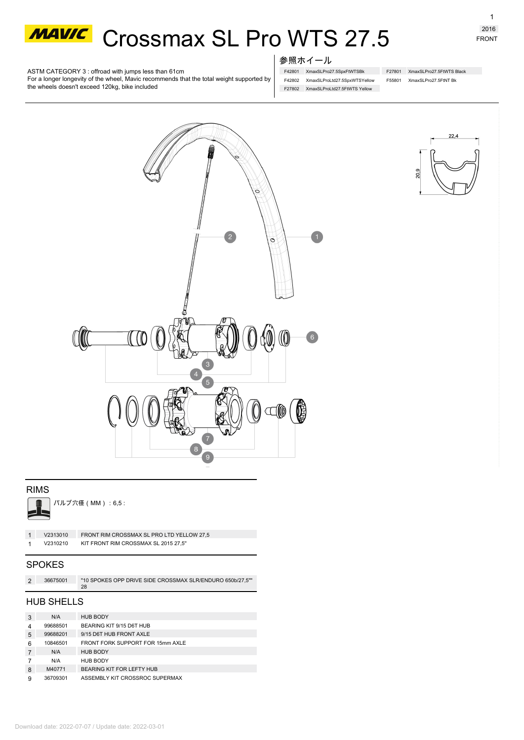# MAVIC Crossmax SL Pro WTS 27.5

2016

FRONT

ASTM CATEGORY 3 : offroad with jumps less than 61cm
For a longer longevity of the wheel, Mavic recommends that the total weight supported by the wheels doesn't exceed 120kg, bike included

参照ホイール

| | | | |
|---|---|---|---|
| F42801 | XmaxSLPro27.5SpxFtWTSBk | F27801 | XmaxSLPro27.5FtWTS Black |
| F42802 | XmaxSLProLtd27.5SpxWTSYellow | F55801 | XmaxSLPro27.5FtNT Bk |
| F27802 | XmaxSLProLtd27.5FtWTS Yellow | | |

22,4

20,9

## RIMS

バルブ穴径（MM）：6,5 :

| | | |
|---|---|---|
| 1 | V2313010 | FRONT RIM CROSSMAX SL PRO LTD YELLOW 27,5 |
| 1 | V2310210 | KIT FRONT RIM CROSSMAX SL 2015 27,5" |

## SPOKES

| | | |
|---|---|---|
| 2 | 36675001 | "10 SPOKES OPP DRIVE SIDE CROSSMAX SLR/ENDURO 650b/27,5"" 28 |

## HUB SHELLS

| | | |
|---|---|---|
| 3 | N/A | HUB BODY |
| 4 | 99688501 | BEARING KIT 9/15 D6T HUB |
| 5 | 99688201 | 9/15 D6T HUB FRONT AXLE |
| 6 | 10846501 | FRONT FORK SUPPORT FOR 15mm AXLE |
| 7 | N/A | HUB BODY |
| 7 | N/A | HUB BODY |
| 8 | M40771 | BEARING KIT FOR LEFTY HUB |
| 9 | 36709301 | ASSEMBLY KIT CROSSROC SUPERMAX |

Download date: 2022-07-07 / Update date: 2022-03-01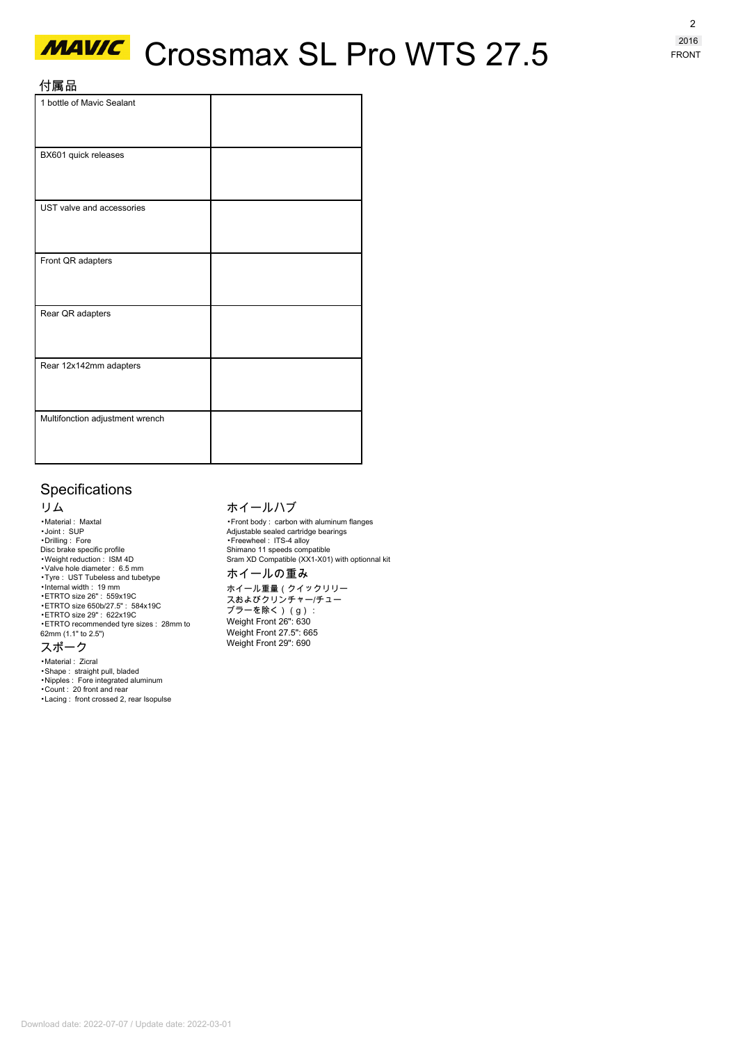# Crossmax SL Pro WTS 27.5

2016
FRONT

## 付属品

| | |
|---|---|
| 1 bottle of Mavic Sealant | |
| BX601 quick releases | |
| UST valve and accessories | |
| Front QR adapters | |
| Rear QR adapters | |
| Rear 12x142mm adapters | |
| Multifonction adjustment wrench | |

## Specifications

### リム

- Material : Maxtal
- Joint : SUP
- Drilling : Fore

Disc brake specific profile

- Weight reduction : ISM 4D
- Valve hole diameter : 6.5 mm
- Tyre : UST Tubeless and tubetype
- Internal width : 19 mm
- ETRTO size 26" : 559x19C
- ETRTO size 650b/27.5" : 584x19C
- ETRTO size 29" : 622x19C
- ETRTO recommended tyre sizes : 28mm to 62mm (1.1" to 2.5")

### スポーク

- Material : Zicral
- Shape : straight pull, bladed
- Nipples : Fore integrated aluminum
- Count : 20 front and rear
- Lacing : front crossed 2, rear Isopulse

### ホイールハブ

- Front body : carbon with aluminum flanges

Adjustable sealed cartridge bearings

- Freewheel : ITS-4 alloy

Shimano 11 speeds compatible
Sram XD Compatible (XX1-X01) with optionnal kit

### ホイールの重み

ホイール重量（クイックリリースおよびクリンチャー/チューブラーを除く）（g）：
Weight Front 26": 630
Weight Front 27.5": 665
Weight Front 29": 690